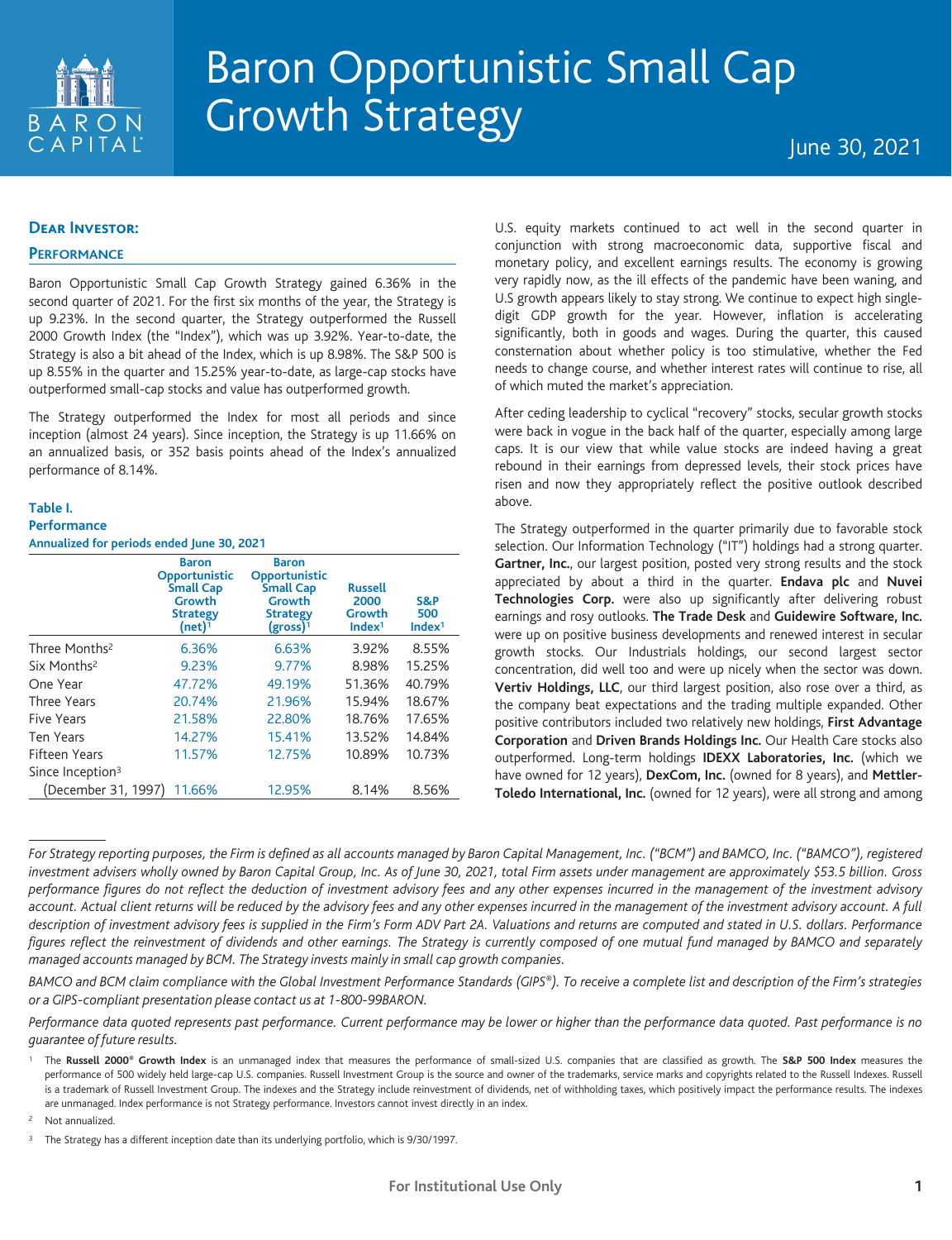# Baron Opportunistic Small Cap Growth Strategy

June 30, 2021

## Dear Investor:

### Performance

Baron Opportunistic Small Cap Growth Strategy gained 6.36% in the second quarter of 2021. For the first six months of the year, the Strategy is up 9.23%. In the second quarter, the Strategy outperformed the Russell 2000 Growth Index (the "Index"), which was up 3.92%. Year-to-date, the Strategy is also a bit ahead of the Index, which is up 8.98%. The S&P 500 is up 8.55% in the quarter and 15.25% year-to-date, as large-cap stocks have outperformed small-cap stocks and value has outperformed growth.

The Strategy outperformed the Index for most all periods and since inception (almost 24 years). Since inception, the Strategy is up 11.66% on an annualized basis, or 352 basis points ahead of the Index's annualized performance of 8.14%.

**Table I.**
**Performance**
**Annualized for periods ended June 30, 2021**

| | Baron Opportunistic Small Cap Growth Strategy (net)[1] | Baron Opportunistic Small Cap Growth Strategy (gross)[1] | Russell 2000 Growth Index[1] | S&P 500 Index[1] |
|---|---|---|---|---|
| Three Months[2] | 6.36% | 6.63% | 3.92% | 8.55% |
| Six Months[2] | 9.23% | 9.77% | 8.98% | 15.25% |
| One Year | 47.72% | 49.19% | 51.36% | 40.79% |
| Three Years | 20.74% | 21.96% | 15.94% | 18.67% |
| Five Years | 21.58% | 22.80% | 18.76% | 17.65% |
| Ten Years | 14.27% | 15.41% | 13.52% | 14.84% |
| Fifteen Years | 11.57% | 12.75% | 10.89% | 10.73% |
| Since Inception[3] (December 31, 1997) | 11.66% | 12.95% | 8.14% | 8.56% |

U.S. equity markets continued to act well in the second quarter in conjunction with strong macroeconomic data, supportive fiscal and monetary policy, and excellent earnings results. The economy is growing very rapidly now, as the ill effects of the pandemic have been waning, and U.S growth appears likely to stay strong. We continue to expect high single-digit GDP growth for the year. However, inflation is accelerating significantly, both in goods and wages. During the quarter, this caused consternation about whether policy is too stimulative, whether the Fed needs to change course, and whether interest rates will continue to rise, all of which muted the market's appreciation.

After ceding leadership to cyclical "recovery" stocks, secular growth stocks were back in vogue in the back half of the quarter, especially among large caps. It is our view that while value stocks are indeed having a great rebound in their earnings from depressed levels, their stock prices have risen and now they appropriately reflect the positive outlook described above.

The Strategy outperformed in the quarter primarily due to favorable stock selection. Our Information Technology ("IT") holdings had a strong quarter. **Gartner, Inc.**, our largest position, posted very strong results and the stock appreciated by about a third in the quarter. **Endava plc** and **Nuvei Technologies Corp.** were also up significantly after delivering robust earnings and rosy outlooks. **The Trade Desk** and **Guidewire Software, Inc.** were up on positive business developments and renewed interest in secular growth stocks. Our Industrials holdings, our second largest sector concentration, did well too and were up nicely when the sector was down. **Vertiv Holdings, LLC**, our third largest position, also rose over a third, as the company beat expectations and the trading multiple expanded. Other positive contributors included two relatively new holdings, **First Advantage Corporation** and **Driven Brands Holdings Inc.** Our Health Care stocks also outperformed. Long-term holdings **IDEXX Laboratories, Inc.** (which we have owned for 12 years), **DexCom, Inc.** (owned for 8 years), and **Mettler-Toledo International, Inc.** (owned for 12 years), were all strong and among

*For Strategy reporting purposes, the Firm is defined as all accounts managed by Baron Capital Management, Inc. ("BCM") and BAMCO, Inc. ("BAMCO"), registered investment advisers wholly owned by Baron Capital Group, Inc. As of June 30, 2021, total Firm assets under management are approximately $53.5 billion. Gross performance figures do not reflect the deduction of investment advisory fees and any other expenses incurred in the management of the investment advisory account. Actual client returns will be reduced by the advisory fees and any other expenses incurred in the management of the investment advisory account. A full description of investment advisory fees is supplied in the Firm's Form ADV Part 2A. Valuations and returns are computed and stated in U.S. dollars. Performance figures reflect the reinvestment of dividends and other earnings. The Strategy is currently composed of one mutual fund managed by BAMCO and separately managed accounts managed by BCM. The Strategy invests mainly in small cap growth companies.*

*BAMCO and BCM claim compliance with the Global Investment Performance Standards (GIPS®). To receive a complete list and description of the Firm's strategies or a GIPS-compliant presentation please contact us at 1-800-99BARON.*

*Performance data quoted represents past performance. Current performance may be lower or higher than the performance data quoted. Past performance is no guarantee of future results.*

[1] The **Russell 2000® Growth Index** is an unmanaged index that measures the performance of small-sized U.S. companies that are classified as growth. The **S&P 500 Index** measures the performance of 500 widely held large-cap U.S. companies. Russell Investment Group is the source and owner of the trademarks, service marks and copyrights related to the Russell Indexes. Russell is a trademark of Russell Investment Group. The indexes and the Strategy include reinvestment of dividends, net of withholding taxes, which positively impact the performance results. The indexes are unmanaged. Index performance is not Strategy performance. Investors cannot invest directly in an index.

[2] Not annualized.

[3] The Strategy has a different inception date than its underlying portfolio, which is 9/30/1997.

For Institutional Use Only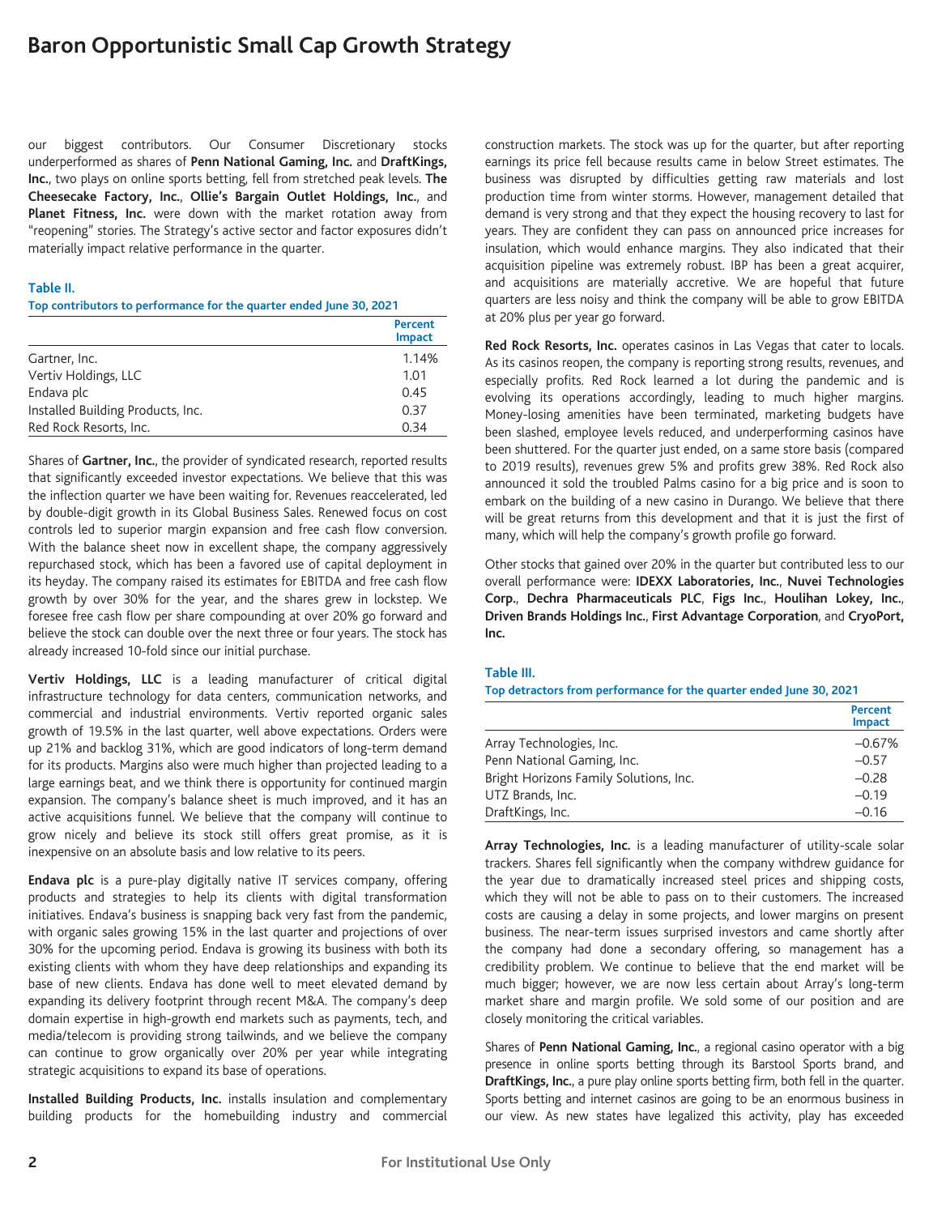our biggest contributors. Our Consumer Discretionary stocks underperformed as shares of **Penn National Gaming, Inc.** and **DraftKings, Inc.**, two plays on online sports betting, fell from stretched peak levels. **The Cheesecake Factory, Inc.**, **Ollie's Bargain Outlet Holdings, Inc.**, and **Planet Fitness, Inc.** were down with the market rotation away from "reopening" stories. The Strategy's active sector and factor exposures didn't materially impact relative performance in the quarter.

**Table II.**
**Top contributors to performance for the quarter ended June 30, 2021**

| | Percent Impact |
|---|---|
| Gartner, Inc. | 1.14% |
| Vertiv Holdings, LLC | 1.01 |
| Endava plc | 0.45 |
| Installed Building Products, Inc. | 0.37 |
| Red Rock Resorts, Inc. | 0.34 |

Shares of **Gartner, Inc.**, the provider of syndicated research, reported results that significantly exceeded investor expectations. We believe that this was the inflection quarter we have been waiting for. Revenues reaccelerated, led by double-digit growth in its Global Business Sales. Renewed focus on cost controls led to superior margin expansion and free cash flow conversion. With the balance sheet now in excellent shape, the company aggressively repurchased stock, which has been a favored use of capital deployment in its heyday. The company raised its estimates for EBITDA and free cash flow growth by over 30% for the year, and the shares grew in lockstep. We foresee free cash flow per share compounding at over 20% go forward and believe the stock can double over the next three or four years. The stock has already increased 10-fold since our initial purchase.

**Vertiv Holdings, LLC** is a leading manufacturer of critical digital infrastructure technology for data centers, communication networks, and commercial and industrial environments. Vertiv reported organic sales growth of 19.5% in the last quarter, well above expectations. Orders were up 21% and backlog 31%, which are good indicators of long-term demand for its products. Margins also were much higher than projected leading to a large earnings beat, and we think there is opportunity for continued margin expansion. The company's balance sheet is much improved, and it has an active acquisitions funnel. We believe that the company will continue to grow nicely and believe its stock still offers great promise, as it is inexpensive on an absolute basis and low relative to its peers.

**Endava plc** is a pure-play digitally native IT services company, offering products and strategies to help its clients with digital transformation initiatives. Endava's business is snapping back very fast from the pandemic, with organic sales growing 15% in the last quarter and projections of over 30% for the upcoming period. Endava is growing its business with both its existing clients with whom they have deep relationships and expanding its base of new clients. Endava has done well to meet elevated demand by expanding its delivery footprint through recent M&A. The company's deep domain expertise in high-growth end markets such as payments, tech, and media/telecom is providing strong tailwinds, and we believe the company can continue to grow organically over 20% per year while integrating strategic acquisitions to expand its base of operations.

**Installed Building Products, Inc.** installs insulation and complementary building products for the homebuilding industry and commercial construction markets. The stock was up for the quarter, but after reporting earnings its price fell because results came in below Street estimates. The business was disrupted by difficulties getting raw materials and lost production time from winter storms. However, management detailed that demand is very strong and that they expect the housing recovery to last for years. They are confident they can pass on announced price increases for insulation, which would enhance margins. They also indicated that their acquisition pipeline was extremely robust. IBP has been a great acquirer, and acquisitions are materially accretive. We are hopeful that future quarters are less noisy and think the company will be able to grow EBITDA at 20% plus per year go forward.

**Red Rock Resorts, Inc.** operates casinos in Las Vegas that cater to locals. As its casinos reopen, the company is reporting strong results, revenues, and especially profits. Red Rock learned a lot during the pandemic and is evolving its operations accordingly, leading to much higher margins. Money-losing amenities have been terminated, marketing budgets have been slashed, employee levels reduced, and underperforming casinos have been shuttered. For the quarter just ended, on a same store basis (compared to 2019 results), revenues grew 5% and profits grew 38%. Red Rock also announced it sold the troubled Palms casino for a big price and is soon to embark on the building of a new casino in Durango. We believe that there will be great returns from this development and that it is just the first of many, which will help the company's growth profile go forward.

Other stocks that gained over 20% in the quarter but contributed less to our overall performance were: **IDEXX Laboratories, Inc.**, **Nuvei Technologies Corp.**, **Dechra Pharmaceuticals PLC**, **Figs Inc.**, **Houlihan Lokey, Inc.**, **Driven Brands Holdings Inc.**, **First Advantage Corporation**, and **CryoPort, Inc.**

**Table III.**
**Top detractors from performance for the quarter ended June 30, 2021**

| | Percent Impact |
|---|---|
| Array Technologies, Inc. | –0.67% |
| Penn National Gaming, Inc. | –0.57 |
| Bright Horizons Family Solutions, Inc. | –0.28 |
| UTZ Brands, Inc. | –0.19 |
| DraftKings, Inc. | –0.16 |

**Array Technologies, Inc.** is a leading manufacturer of utility-scale solar trackers. Shares fell significantly when the company withdrew guidance for the year due to dramatically increased steel prices and shipping costs, which they will not be able to pass on to their customers. The increased costs are causing a delay in some projects, and lower margins on present business. The near-term issues surprised investors and came shortly after the company had done a secondary offering, so management has a credibility problem. We continue to believe that the end market will be much bigger; however, we are now less certain about Array's long-term market share and margin profile. We sold some of our position and are closely monitoring the critical variables.

Shares of **Penn National Gaming, Inc.**, a regional casino operator with a big presence in online sports betting through its Barstool Sports brand, and **DraftKings, Inc.**, a pure play online sports betting firm, both fell in the quarter. Sports betting and internet casinos are going to be an enormous business in our view. As new states have legalized this activity, play has exceeded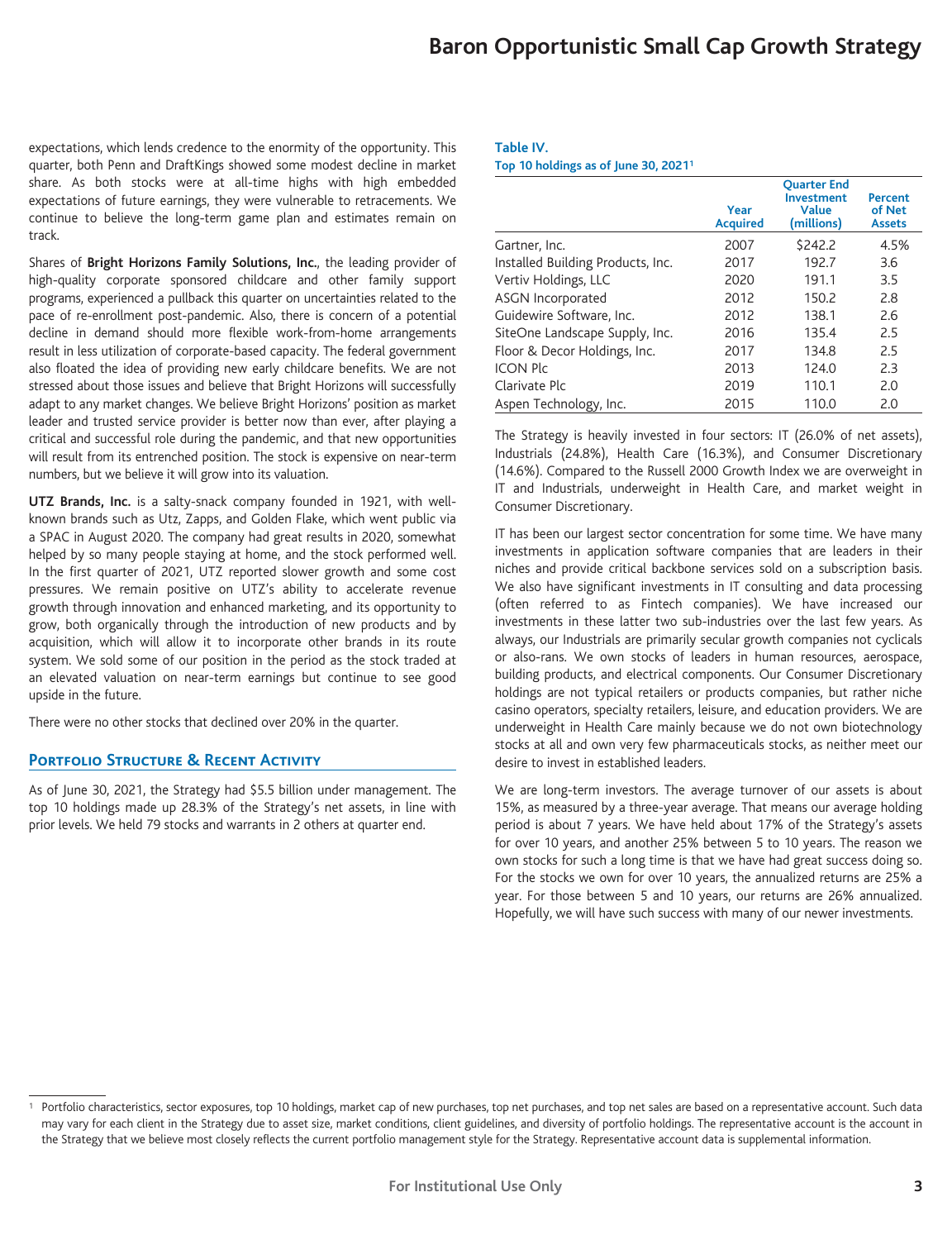expectations, which lends credence to the enormity of the opportunity. This quarter, both Penn and DraftKings showed some modest decline in market share. As both stocks were at all-time highs with high embedded expectations of future earnings, they were vulnerable to retracements. We continue to believe the long-term game plan and estimates remain on track.

Shares of **Bright Horizons Family Solutions, Inc.**, the leading provider of high-quality corporate sponsored childcare and other family support programs, experienced a pullback this quarter on uncertainties related to the pace of re-enrollment post-pandemic. Also, there is concern of a potential decline in demand should more flexible work-from-home arrangements result in less utilization of corporate-based capacity. The federal government also floated the idea of providing new early childcare benefits. We are not stressed about those issues and believe that Bright Horizons will successfully adapt to any market changes. We believe Bright Horizons' position as market leader and trusted service provider is better now than ever, after playing a critical and successful role during the pandemic, and that new opportunities will result from its entrenched position. The stock is expensive on near-term numbers, but we believe it will grow into its valuation.

**UTZ Brands, Inc.** is a salty-snack company founded in 1921, with well-known brands such as Utz, Zapps, and Golden Flake, which went public via a SPAC in August 2020. The company had great results in 2020, somewhat helped by so many people staying at home, and the stock performed well. In the first quarter of 2021, UTZ reported slower growth and some cost pressures. We remain positive on UTZ's ability to accelerate revenue growth through innovation and enhanced marketing, and its opportunity to grow, both organically through the introduction of new products and by acquisition, which will allow it to incorporate other brands in its route system. We sold some of our position in the period as the stock traded at an elevated valuation on near-term earnings but continue to see good upside in the future.

There were no other stocks that declined over 20% in the quarter.

## Portfolio Structure & Recent Activity

As of June 30, 2021, the Strategy had $5.5 billion under management. The top 10 holdings made up 28.3% of the Strategy's net assets, in line with prior levels. We held 79 stocks and warrants in 2 others at quarter end.

**Table IV.**
**Top 10 holdings as of June 30, 2021[1]**

| | Year Acquired | Quarter End Investment Value (millions) | Percent of Net Assets |
|---|---|---|---|
| Gartner, Inc. | 2007 | $242.2 | 4.5% |
| Installed Building Products, Inc. | 2017 | 192.7 | 3.6 |
| Vertiv Holdings, LLC | 2020 | 191.1 | 3.5 |
| ASGN Incorporated | 2012 | 150.2 | 2.8 |
| Guidewire Software, Inc. | 2012 | 138.1 | 2.6 |
| SiteOne Landscape Supply, Inc. | 2016 | 135.4 | 2.5 |
| Floor & Decor Holdings, Inc. | 2017 | 134.8 | 2.5 |
| ICON Plc | 2013 | 124.0 | 2.3 |
| Clarivate Plc | 2019 | 110.1 | 2.0 |
| Aspen Technology, Inc. | 2015 | 110.0 | 2.0 |

The Strategy is heavily invested in four sectors: IT (26.0% of net assets), Industrials (24.8%), Health Care (16.3%), and Consumer Discretionary (14.6%). Compared to the Russell 2000 Growth Index we are overweight in IT and Industrials, underweight in Health Care, and market weight in Consumer Discretionary.

IT has been our largest sector concentration for some time. We have many investments in application software companies that are leaders in their niches and provide critical backbone services sold on a subscription basis. We also have significant investments in IT consulting and data processing (often referred to as Fintech companies). We have increased our investments in these latter two sub-industries over the last few years. As always, our Industrials are primarily secular growth companies not cyclicals or also-rans. We own stocks of leaders in human resources, aerospace, building products, and electrical components. Our Consumer Discretionary holdings are not typical retailers or products companies, but rather niche casino operators, specialty retailers, leisure, and education providers. We are underweight in Health Care mainly because we do not own biotechnology stocks at all and own very few pharmaceuticals stocks, as neither meet our desire to invest in established leaders.

We are long-term investors. The average turnover of our assets is about 15%, as measured by a three-year average. That means our average holding period is about 7 years. We have held about 17% of the Strategy's assets for over 10 years, and another 25% between 5 to 10 years. The reason we own stocks for such a long time is that we have had great success doing so. For the stocks we own for over 10 years, the annualized returns are 25% a year. For those between 5 and 10 years, our returns are 26% annualized. Hopefully, we will have such success with many of our newer investments.

[1] Portfolio characteristics, sector exposures, top 10 holdings, market cap of new purchases, top net purchases, and top net sales are based on a representative account. Such data may vary for each client in the Strategy due to asset size, market conditions, client guidelines, and diversity of portfolio holdings. The representative account is the account in the Strategy that we believe most closely reflects the current portfolio management style for the Strategy. Representative account data is supplemental information.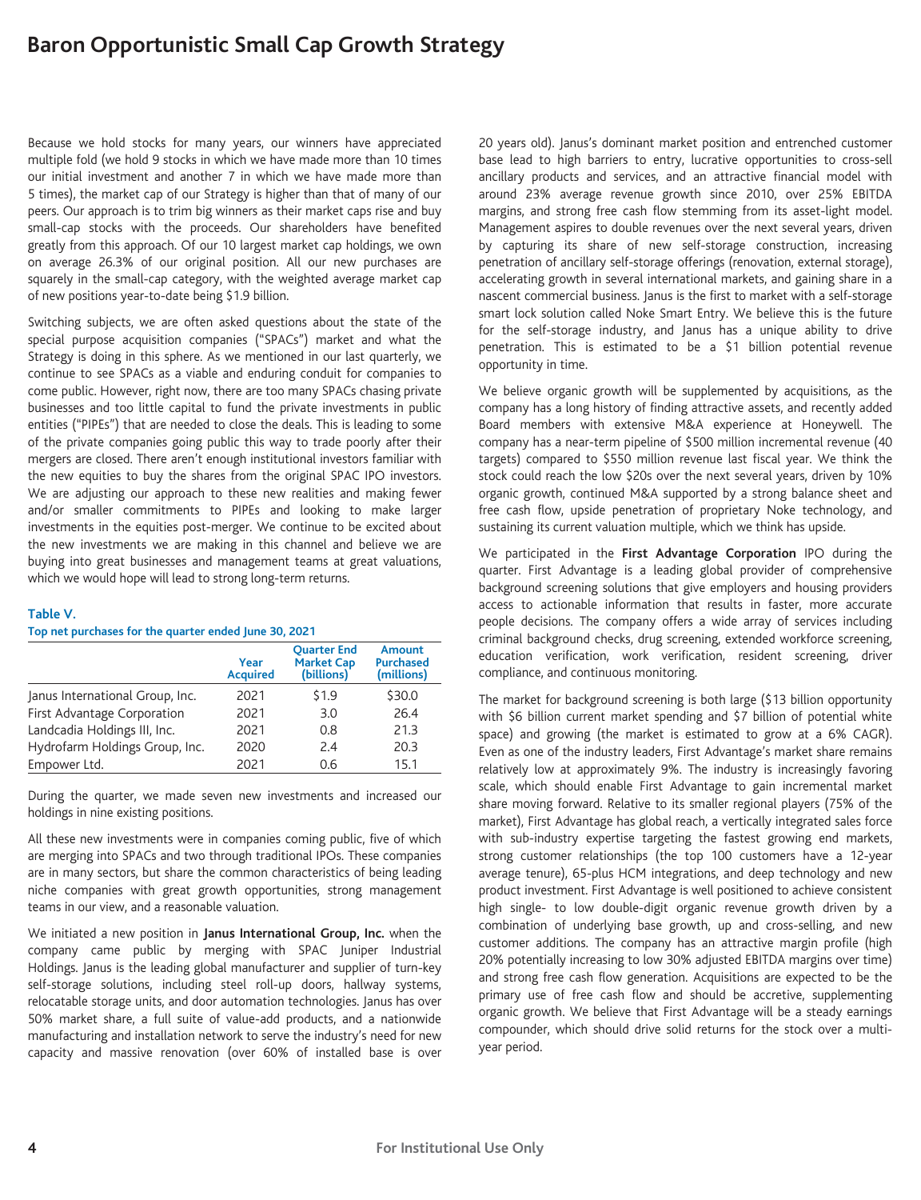# Baron Opportunistic Small Cap Growth Strategy

Because we hold stocks for many years, our winners have appreciated multiple fold (we hold 9 stocks in which we have made more than 10 times our initial investment and another 7 in which we have made more than 5 times), the market cap of our Strategy is higher than that of many of our peers. Our approach is to trim big winners as their market caps rise and buy small-cap stocks with the proceeds. Our shareholders have benefited greatly from this approach. Of our 10 largest market cap holdings, we own on average 26.3% of our original position. All our new purchases are squarely in the small-cap category, with the weighted average market cap of new positions year-to-date being $1.9 billion.

Switching subjects, we are often asked questions about the state of the special purpose acquisition companies ("SPACs") market and what the Strategy is doing in this sphere. As we mentioned in our last quarterly, we continue to see SPACs as a viable and enduring conduit for companies to come public. However, right now, there are too many SPACs chasing private businesses and too little capital to fund the private investments in public entities ("PIPEs") that are needed to close the deals. This is leading to some of the private companies going public this way to trade poorly after their mergers are closed. There aren't enough institutional investors familiar with the new equities to buy the shares from the original SPAC IPO investors. We are adjusting our approach to these new realities and making fewer and/or smaller commitments to PIPEs and looking to make larger investments in the equities post-merger. We continue to be excited about the new investments we are making in this channel and believe we are buying into great businesses and management teams at great valuations, which we would hope will lead to strong long-term returns.

**Table V.**

**Top net purchases for the quarter ended June 30, 2021**

| | Year Acquired | Quarter End Market Cap (billions) | Amount Purchased (millions) |
|---|---|---|---|
| Janus International Group, Inc. | 2021 | $1.9 | $30.0 |
| First Advantage Corporation | 2021 | 3.0 | 26.4 |
| Landcadia Holdings III, Inc. | 2021 | 0.8 | 21.3 |
| Hydrofarm Holdings Group, Inc. | 2020 | 2.4 | 20.3 |
| Empower Ltd. | 2021 | 0.6 | 15.1 |

During the quarter, we made seven new investments and increased our holdings in nine existing positions.

All these new investments were in companies coming public, five of which are merging into SPACs and two through traditional IPOs. These companies are in many sectors, but share the common characteristics of being leading niche companies with great growth opportunities, strong management teams in our view, and a reasonable valuation.

We initiated a new position in **Janus International Group, Inc.** when the company came public by merging with SPAC Juniper Industrial Holdings. Janus is the leading global manufacturer and supplier of turn-key self-storage solutions, including steel roll-up doors, hallway systems, relocatable storage units, and door automation technologies. Janus has over 50% market share, a full suite of value-add products, and a nationwide manufacturing and installation network to serve the industry's need for new capacity and massive renovation (over 60% of installed base is over 20 years old). Janus's dominant market position and entrenched customer base lead to high barriers to entry, lucrative opportunities to cross-sell ancillary products and services, and an attractive financial model with around 23% average revenue growth since 2010, over 25% EBITDA margins, and strong free cash flow stemming from its asset-light model. Management aspires to double revenues over the next several years, driven by capturing its share of new self-storage construction, increasing penetration of ancillary self-storage offerings (renovation, external storage), accelerating growth in several international markets, and gaining share in a nascent commercial business. Janus is the first to market with a self-storage smart lock solution called Noke Smart Entry. We believe this is the future for the self-storage industry, and Janus has a unique ability to drive penetration. This is estimated to be a $1 billion potential revenue opportunity in time.

We believe organic growth will be supplemented by acquisitions, as the company has a long history of finding attractive assets, and recently added Board members with extensive M&A experience at Honeywell. The company has a near-term pipeline of $500 million incremental revenue (40 targets) compared to $550 million revenue last fiscal year. We think the stock could reach the low $20s over the next several years, driven by 10% organic growth, continued M&A supported by a strong balance sheet and free cash flow, upside penetration of proprietary Noke technology, and sustaining its current valuation multiple, which we think has upside.

We participated in the **First Advantage Corporation** IPO during the quarter. First Advantage is a leading global provider of comprehensive background screening solutions that give employers and housing providers access to actionable information that results in faster, more accurate people decisions. The company offers a wide array of services including criminal background checks, drug screening, extended workforce screening, education verification, work verification, resident screening, driver compliance, and continuous monitoring.

The market for background screening is both large ($13 billion opportunity with $6 billion current market spending and $7 billion of potential white space) and growing (the market is estimated to grow at a 6% CAGR). Even as one of the industry leaders, First Advantage's market share remains relatively low at approximately 9%. The industry is increasingly favoring scale, which should enable First Advantage to gain incremental market share moving forward. Relative to its smaller regional players (75% of the market), First Advantage has global reach, a vertically integrated sales force with sub-industry expertise targeting the fastest growing end markets, strong customer relationships (the top 100 customers have a 12-year average tenure), 65-plus HCM integrations, and deep technology and new product investment. First Advantage is well positioned to achieve consistent high single- to low double-digit organic revenue growth driven by a combination of underlying base growth, up and cross-selling, and new customer additions. The company has an attractive margin profile (high 20% potentially increasing to low 30% adjusted EBITDA margins over time) and strong free cash flow generation. Acquisitions are expected to be the primary use of free cash flow and should be accretive, supplementing organic growth. We believe that First Advantage will be a steady earnings compounder, which should drive solid returns for the stock over a multi-year period.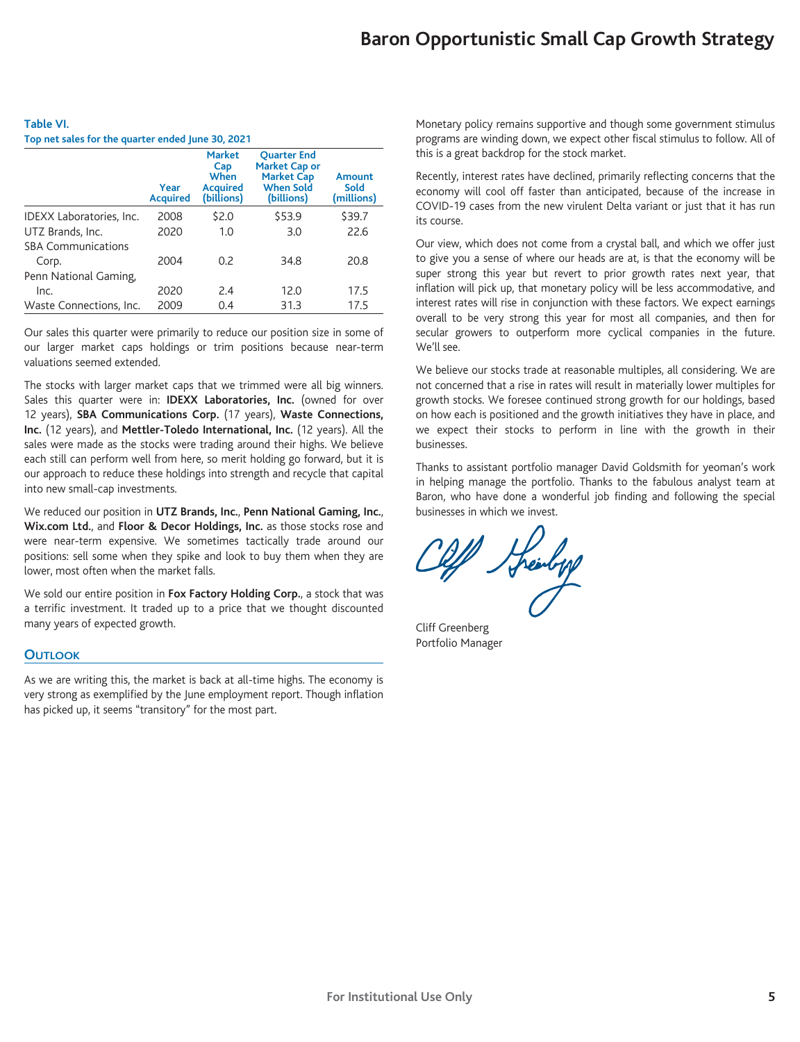**Table VI.**
**Top net sales for the quarter ended June 30, 2021**

| | Year Acquired | Market Cap When Acquired (billions) | Quarter End Market Cap or Market Cap When Sold (billions) | Amount Sold (millions) |
|---|---|---|---|---|
| IDEXX Laboratories, Inc. | 2008 | $2.0 | $53.9 | $39.7 |
| UTZ Brands, Inc. | 2020 | 1.0 | 3.0 | 22.6 |
| SBA Communications Corp. | 2004 | 0.2 | 34.8 | 20.8 |
| Penn National Gaming, Inc. | 2020 | 2.4 | 12.0 | 17.5 |
| Waste Connections, Inc. | 2009 | 0.4 | 31.3 | 17.5 |

Our sales this quarter were primarily to reduce our position size in some of our larger market caps holdings or trim positions because near-term valuations seemed extended.

The stocks with larger market caps that we trimmed were all big winners. Sales this quarter were in: **IDEXX Laboratories, Inc.** (owned for over 12 years), **SBA Communications Corp.** (17 years), **Waste Connections, Inc.** (12 years), and **Mettler-Toledo International, Inc.** (12 years). All the sales were made as the stocks were trading around their highs. We believe each still can perform well from here, so merit holding go forward, but it is our approach to reduce these holdings into strength and recycle that capital into new small-cap investments.

We reduced our position in **UTZ Brands, Inc.**, **Penn National Gaming, Inc.**, **Wix.com Ltd.**, and **Floor & Decor Holdings, Inc.** as those stocks rose and were near-term expensive. We sometimes tactically trade around our positions: sell some when they spike and look to buy them when they are lower, most often when the market falls.

We sold our entire position in **Fox Factory Holding Corp.**, a stock that was a terrific investment. It traded up to a price that we thought discounted many years of expected growth.

## Outlook

As we are writing this, the market is back at all-time highs. The economy is very strong as exemplified by the June employment report. Though inflation has picked up, it seems "transitory" for the most part.

Monetary policy remains supportive and though some government stimulus programs are winding down, we expect other fiscal stimulus to follow. All of this is a great backdrop for the stock market.

Recently, interest rates have declined, primarily reflecting concerns that the economy will cool off faster than anticipated, because of the increase in COVID-19 cases from the new virulent Delta variant or just that it has run its course.

Our view, which does not come from a crystal ball, and which we offer just to give you a sense of where our heads are at, is that the economy will be super strong this year but revert to prior growth rates next year, that inflation will pick up, that monetary policy will be less accommodative, and interest rates will rise in conjunction with these factors. We expect earnings overall to be very strong this year for most all companies, and then for secular growers to outperform more cyclical companies in the future. We'll see.

We believe our stocks trade at reasonable multiples, all considering. We are not concerned that a rise in rates will result in materially lower multiples for growth stocks. We foresee continued strong growth for our holdings, based on how each is positioned and the growth initiatives they have in place, and we expect their stocks to perform in line with the growth in their businesses.

Thanks to assistant portfolio manager David Goldsmith for yeoman's work in helping manage the portfolio. Thanks to the fabulous analyst team at Baron, who have done a wonderful job finding and following the special businesses in which we invest.

Cliff Greenberg
Portfolio Manager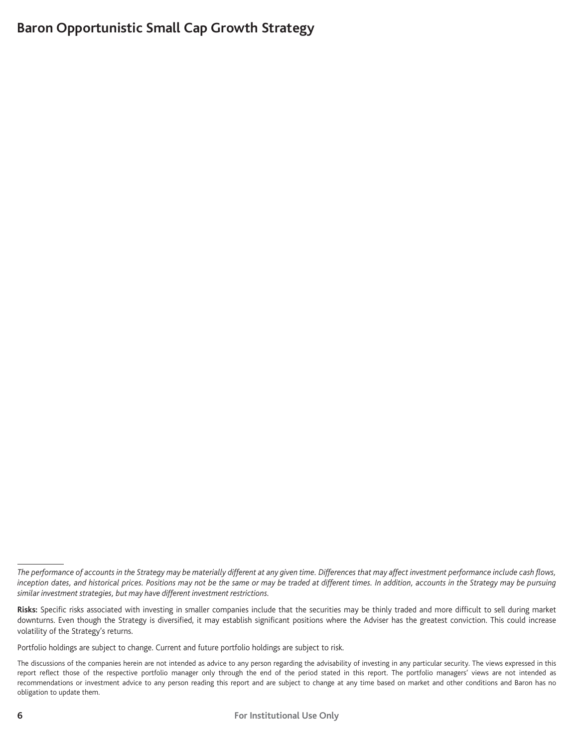# Baron Opportunistic Small Cap Growth Strategy

---

*The performance of accounts in the Strategy may be materially different at any given time. Differences that may affect investment performance include cash flows, inception dates, and historical prices. Positions may not be the same or may be traded at different times. In addition, accounts in the Strategy may be pursuing similar investment strategies, but may have different investment restrictions.*

**Risks:** Specific risks associated with investing in smaller companies include that the securities may be thinly traded and more difficult to sell during market downturns. Even though the Strategy is diversified, it may establish significant positions where the Adviser has the greatest conviction. This could increase volatility of the Strategy's returns.

Portfolio holdings are subject to change. Current and future portfolio holdings are subject to risk.

The discussions of the companies herein are not intended as advice to any person regarding the advisability of investing in any particular security. The views expressed in this report reflect those of the respective portfolio manager only through the end of the period stated in this report. The portfolio managers' views are not intended as recommendations or investment advice to any person reading this report and are subject to change at any time based on market and other conditions and Baron has no obligation to update them.

**For Institutional Use Only**